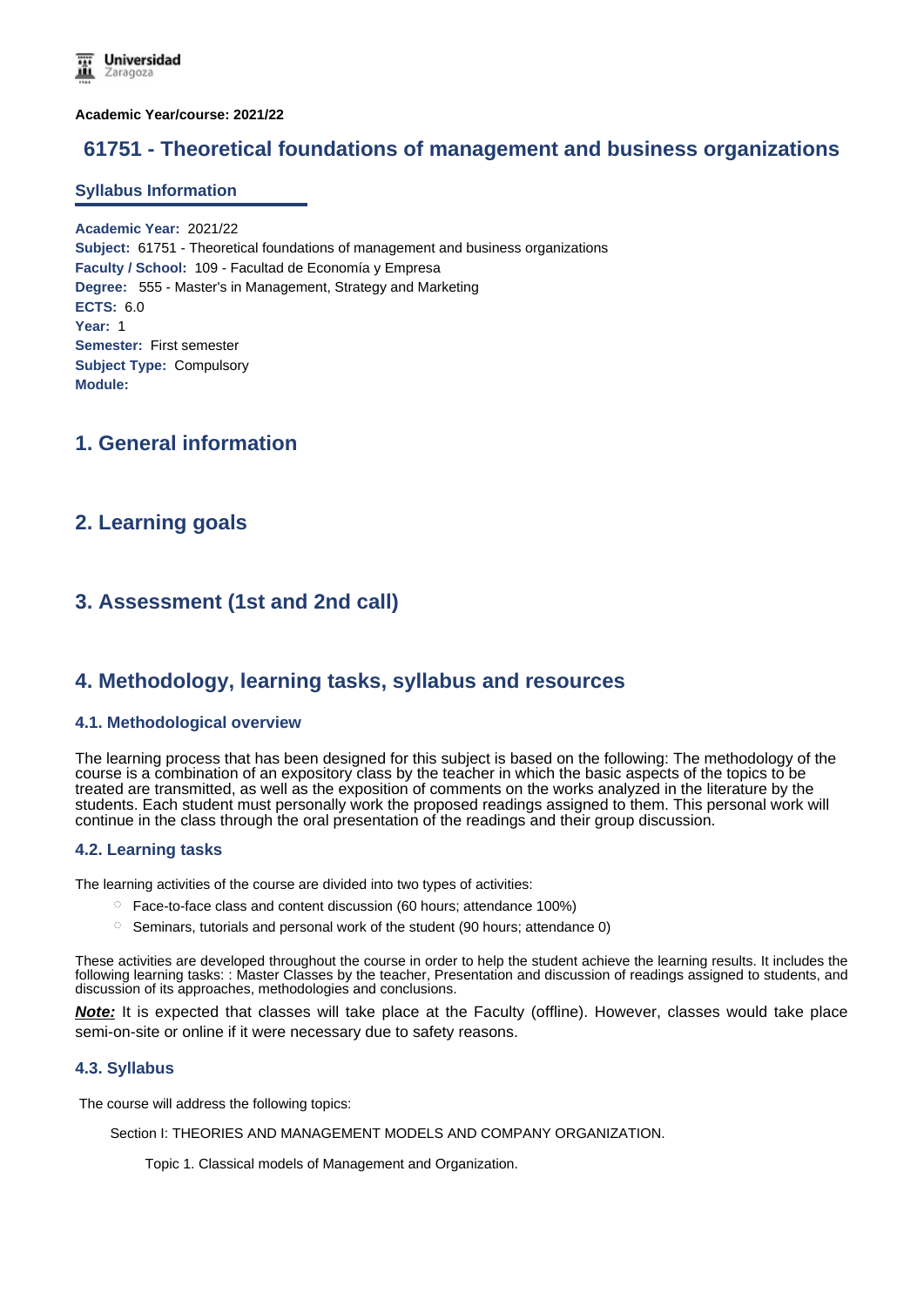**Academic Year/course: 2021/22**

# 61751 - Theoretical foundations of management and business organizations

## Syllabus Information

**Academic Year:** 2021/22
**Subject:** 61751 - Theoretical foundations of management and business organizations
**Faculty / School:** 109 - Facultad de Economía y Empresa
**Degree:** 555 - Master's in Management, Strategy and Marketing
**ECTS:** 6.0
**Year:** 1
**Semester:** First semester
**Subject Type:** Compulsory
**Module:**

## 1. General information

## 2. Learning goals

## 3. Assessment (1st and 2nd call)

## 4. Methodology, learning tasks, syllabus and resources

### 4.1. Methodological overview

The learning process that has been designed for this subject is based on the following: The methodology of the course is a combination of an expository class by the teacher in which the basic aspects of the topics to be treated are transmitted, as well as the exposition of comments on the works analyzed in the literature by the students. Each student must personally work the proposed readings assigned to them. This personal work will continue in the class through the oral presentation of the readings and their group discussion.

### 4.2. Learning tasks

The learning activities of the course are divided into two types of activities:

- Face-to-face class and content discussion (60 hours; attendance 100%)
- Seminars, tutorials and personal work of the student (90 hours; attendance 0)

These activities are developed throughout the course in order to help the student achieve the learning results. It includes the following learning tasks: : Master Classes by the teacher, Presentation and discussion of readings assigned to students, and discussion of its approaches, methodologies and conclusions.

***Note:*** It is expected that classes will take place at the Faculty (offline). However, classes would take place semi-on-site or online if it were necessary due to safety reasons.

### 4.3. Syllabus

The course will address the following topics:

Section I: THEORIES AND MANAGEMENT MODELS AND COMPANY ORGANIZATION.

Topic 1. Classical models of Management and Organization.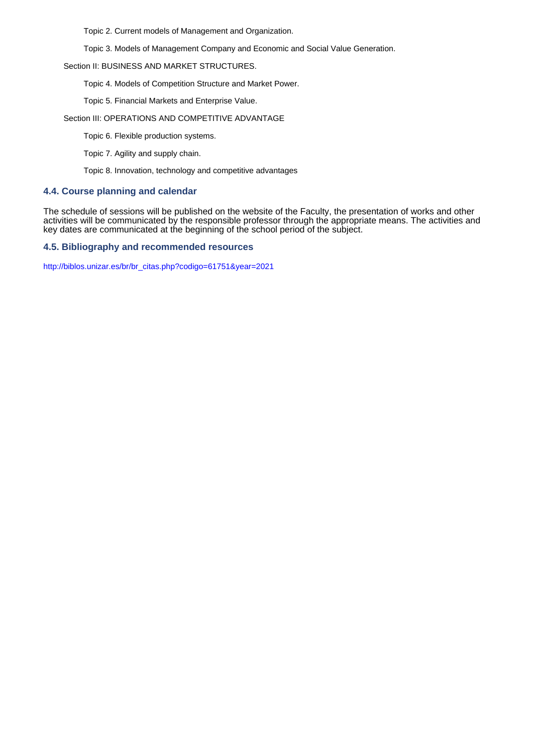Topic 2. Current models of Management and Organization.

Topic 3. Models of Management Company and Economic and Social Value Generation.

Section II: BUSINESS AND MARKET STRUCTURES.

Topic 4. Models of Competition Structure and Market Power.

Topic 5. Financial Markets and Enterprise Value.

Section III: OPERATIONS AND COMPETITIVE ADVANTAGE

Topic 6. Flexible production systems.

Topic 7. Agility and supply chain.

Topic 8. Innovation, technology and competitive advantages

### 4.4. Course planning and calendar

The schedule of sessions will be published on the website of the Faculty, the presentation of works and other activities will be communicated by the responsible professor through the appropriate means. The activities and key dates are communicated at the beginning of the school period of the subject.

### 4.5. Bibliography and recommended resources

http://biblos.unizar.es/br/br_citas.php?codigo=61751&year=2021